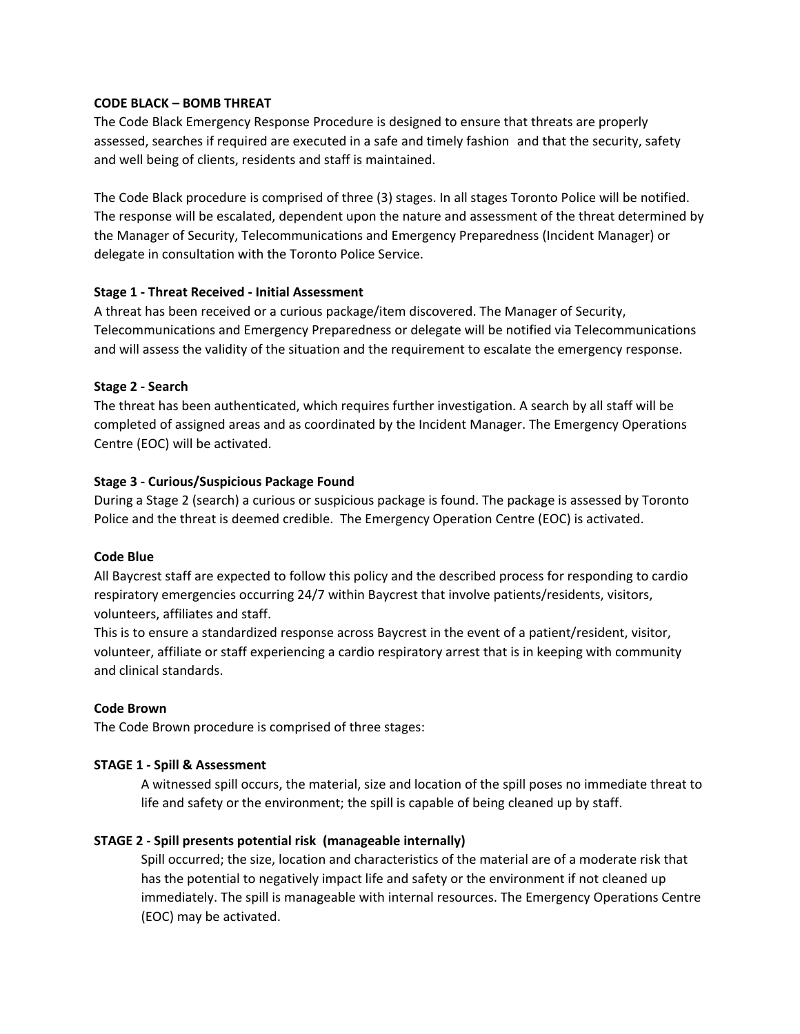**CODE BLACK – BOMB THREAT**

The Code Black Emergency Response Procedure is designed to ensure that threats are properly assessed, searches if required are executed in a safe and timely fashion and that the security, safety and well being of clients, residents and staff is maintained.

The Code Black procedure is comprised of three (3) stages. In all stages Toronto Police will be notified. The response will be escalated, dependent upon the nature and assessment of the threat determined by the Manager of Security, Telecommunications and Emergency Preparedness (Incident Manager) or delegate in consultation with the Toronto Police Service.

**Stage 1 - Threat Received - Initial Assessment**

A threat has been received or a curious package/item discovered. The Manager of Security, Telecommunications and Emergency Preparedness or delegate will be notified via Telecommunications and will assess the validity of the situation and the requirement to escalate the emergency response.

**Stage 2 - Search**

The threat has been authenticated, which requires further investigation. A search by all staff will be completed of assigned areas and as coordinated by the Incident Manager. The Emergency Operations Centre (EOC) will be activated.

**Stage 3 - Curious/Suspicious Package Found**

During a Stage 2 (search) a curious or suspicious package is found. The package is assessed by Toronto Police and the threat is deemed credible. The Emergency Operation Centre (EOC) is activated.

**Code Blue**

All Baycrest staff are expected to follow this policy and the described process for responding to cardio respiratory emergencies occurring 24/7 within Baycrest that involve patients/residents, visitors, volunteers, affiliates and staff.

This is to ensure a standardized response across Baycrest in the event of a patient/resident, visitor, volunteer, affiliate or staff experiencing a cardio respiratory arrest that is in keeping with community and clinical standards.

**Code Brown**

The Code Brown procedure is comprised of three stages:

**STAGE 1 - Spill & Assessment**

A witnessed spill occurs, the material, size and location of the spill poses no immediate threat to life and safety or the environment; the spill is capable of being cleaned up by staff.

**STAGE 2 - Spill presents potential risk (manageable internally)**

Spill occurred; the size, location and characteristics of the material are of a moderate risk that has the potential to negatively impact life and safety or the environment if not cleaned up immediately. The spill is manageable with internal resources. The Emergency Operations Centre (EOC) may be activated.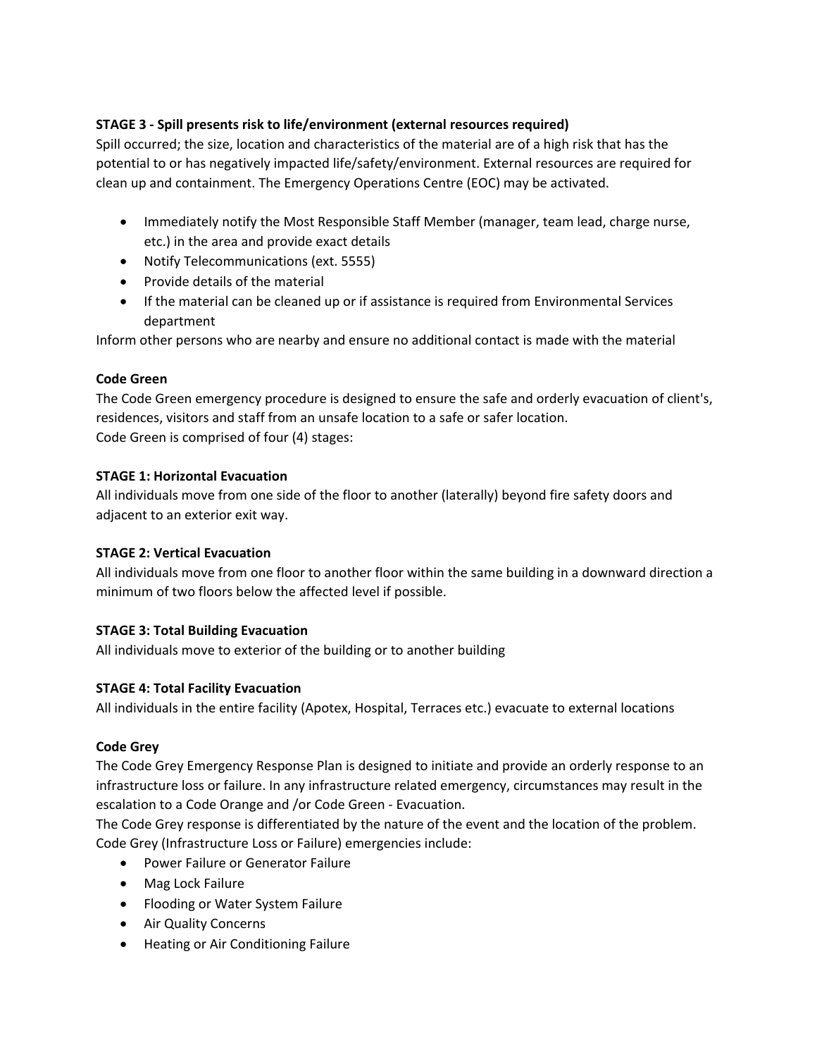**STAGE 3 - Spill presents risk to life/environment (external resources required)**

Spill occurred; the size, location and characteristics of the material are of a high risk that has the potential to or has negatively impacted life/safety/environment. External resources are required for clean up and containment. The Emergency Operations Centre (EOC) may be activated.

- Immediately notify the Most Responsible Staff Member (manager, team lead, charge nurse, etc.) in the area and provide exact details
- Notify Telecommunications (ext. 5555)
- Provide details of the material
- If the material can be cleaned up or if assistance is required from Environmental Services department

Inform other persons who are nearby and ensure no additional contact is made with the material

**Code Green**

The Code Green emergency procedure is designed to ensure the safe and orderly evacuation of client's, residences, visitors and staff from an unsafe location to a safe or safer location.
Code Green is comprised of four (4) stages:

**STAGE 1: Horizontal Evacuation**

All individuals move from one side of the floor to another (laterally) beyond fire safety doors and adjacent to an exterior exit way.

**STAGE 2: Vertical Evacuation**

All individuals move from one floor to another floor within the same building in a downward direction a minimum of two floors below the affected level if possible.

**STAGE 3: Total Building Evacuation**

All individuals move to exterior of the building or to another building

**STAGE 4: Total Facility Evacuation**

All individuals in the entire facility (Apotex, Hospital, Terraces etc.) evacuate to external locations

**Code Grey**

The Code Grey Emergency Response Plan is designed to initiate and provide an orderly response to an infrastructure loss or failure. In any infrastructure related emergency, circumstances may result in the escalation to a Code Orange and /or Code Green - Evacuation.
The Code Grey response is differentiated by the nature of the event and the location of the problem.
Code Grey (Infrastructure Loss or Failure) emergencies include:

- Power Failure or Generator Failure
- Mag Lock Failure
- Flooding or Water System Failure
- Air Quality Concerns
- Heating or Air Conditioning Failure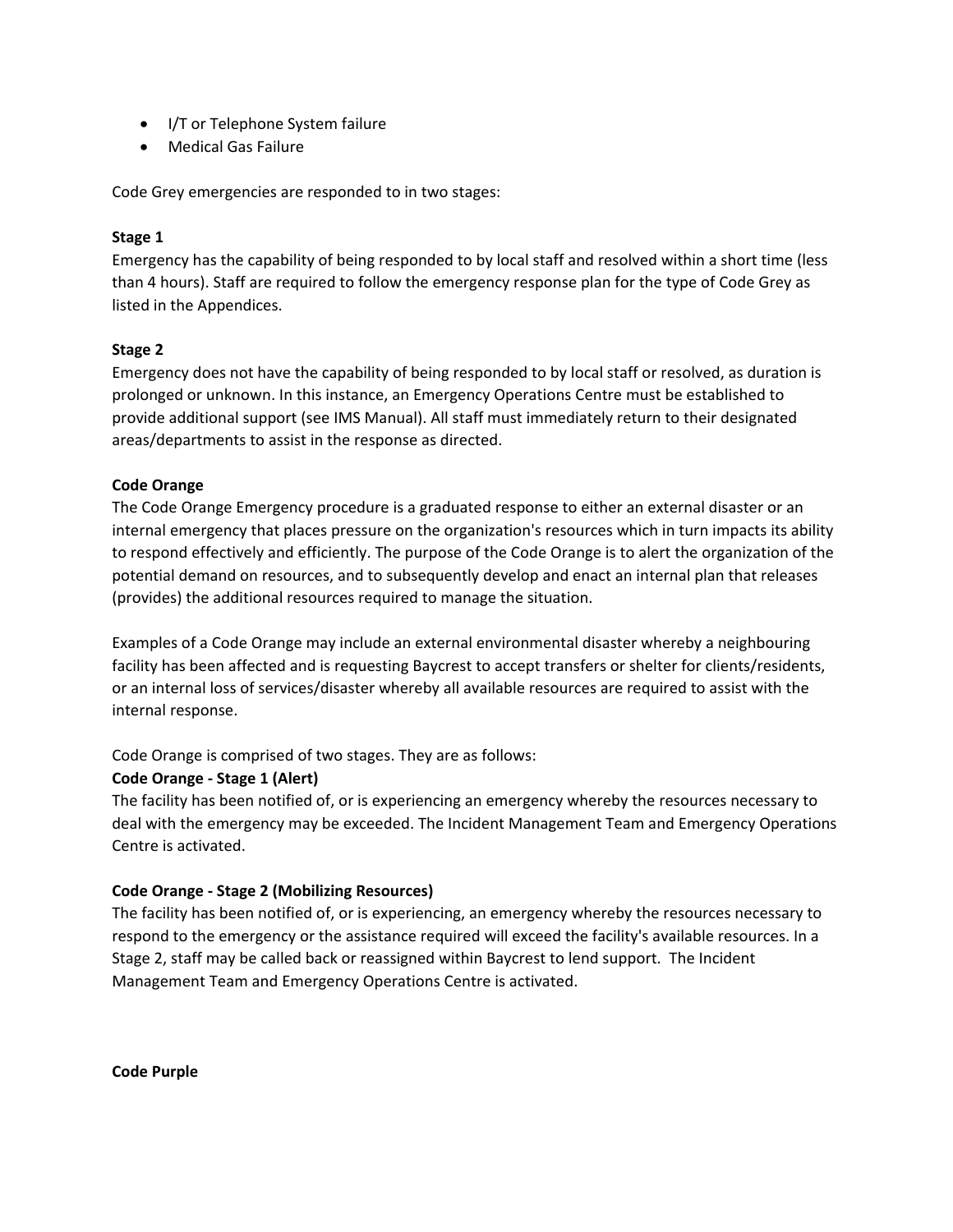- I/T or Telephone System failure
- Medical Gas Failure

Code Grey emergencies are responded to in two stages:

**Stage 1**
Emergency has the capability of being responded to by local staff and resolved within a short time (less than 4 hours). Staff are required to follow the emergency response plan for the type of Code Grey as listed in the Appendices.

**Stage 2**
Emergency does not have the capability of being responded to by local staff or resolved, as duration is prolonged or unknown. In this instance, an Emergency Operations Centre must be established to provide additional support (see IMS Manual). All staff must immediately return to their designated areas/departments to assist in the response as directed.

**Code Orange**
The Code Orange Emergency procedure is a graduated response to either an external disaster or an internal emergency that places pressure on the organization's resources which in turn impacts its ability to respond effectively and efficiently. The purpose of the Code Orange is to alert the organization of the potential demand on resources, and to subsequently develop and enact an internal plan that releases (provides) the additional resources required to manage the situation.

Examples of a Code Orange may include an external environmental disaster whereby a neighbouring facility has been affected and is requesting Baycrest to accept transfers or shelter for clients/residents, or an internal loss of services/disaster whereby all available resources are required to assist with the internal response.

Code Orange is comprised of two stages. They are as follows:

**Code Orange - Stage 1 (Alert)**
The facility has been notified of, or is experiencing an emergency whereby the resources necessary to deal with the emergency may be exceeded. The Incident Management Team and Emergency Operations Centre is activated.

**Code Orange - Stage 2 (Mobilizing Resources)**
The facility has been notified of, or is experiencing, an emergency whereby the resources necessary to respond to the emergency or the assistance required will exceed the facility's available resources. In a Stage 2, staff may be called back or reassigned within Baycrest to lend support. The Incident Management Team and Emergency Operations Centre is activated.

**Code Purple**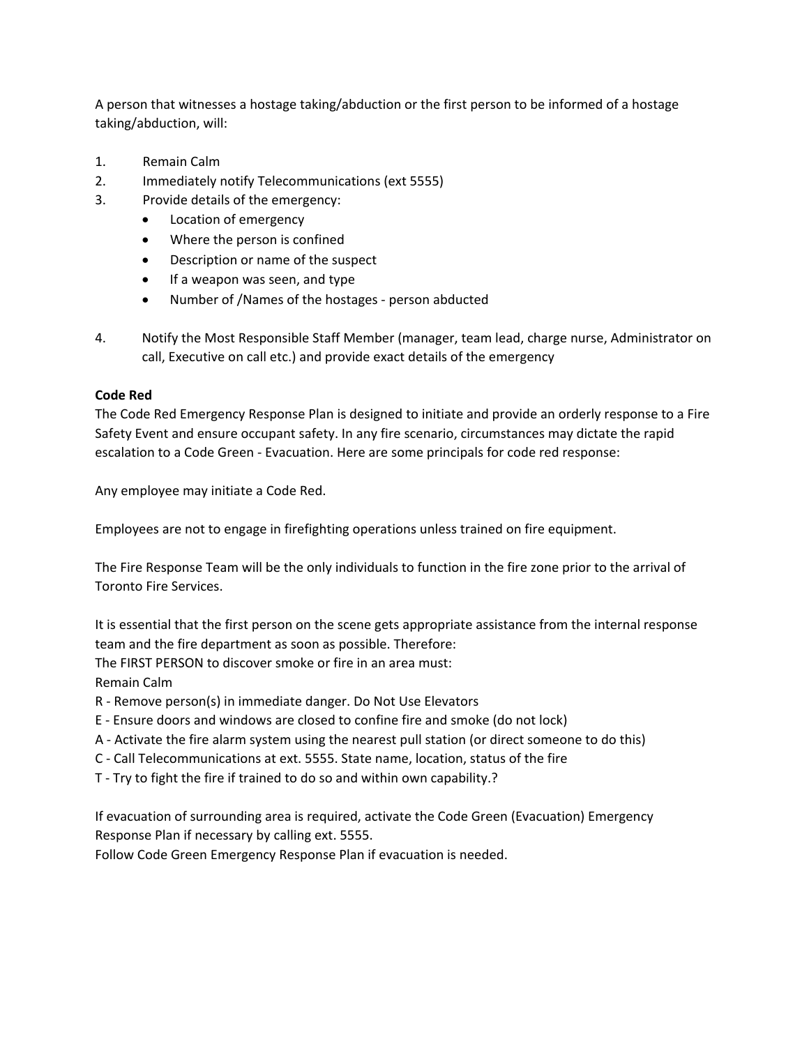A person that witnesses a hostage taking/abduction or the first person to be informed of a hostage taking/abduction, will:

1. Remain Calm
2. Immediately notify Telecommunications (ext 5555)
3. Provide details of the emergency:
   - Location of emergency
   - Where the person is confined
   - Description or name of the suspect
   - If a weapon was seen, and type
   - Number of /Names of the hostages - person abducted
4. Notify the Most Responsible Staff Member (manager, team lead, charge nurse, Administrator on call, Executive on call etc.) and provide exact details of the emergency

**Code Red**

The Code Red Emergency Response Plan is designed to initiate and provide an orderly response to a Fire Safety Event and ensure occupant safety. In any fire scenario, circumstances may dictate the rapid escalation to a Code Green - Evacuation. Here are some principals for code red response:

Any employee may initiate a Code Red.

Employees are not to engage in firefighting operations unless trained on fire equipment.

The Fire Response Team will be the only individuals to function in the fire zone prior to the arrival of Toronto Fire Services.

It is essential that the first person on the scene gets appropriate assistance from the internal response team and the fire department as soon as possible. Therefore:
The FIRST PERSON to discover smoke or fire in an area must:
Remain Calm
R - Remove person(s) in immediate danger. Do Not Use Elevators
E - Ensure doors and windows are closed to confine fire and smoke (do not lock)
A - Activate the fire alarm system using the nearest pull station (or direct someone to do this)
C - Call Telecommunications at ext. 5555. State name, location, status of the fire
T - Try to fight the fire if trained to do so and within own capability.?

If evacuation of surrounding area is required, activate the Code Green (Evacuation) Emergency Response Plan if necessary by calling ext. 5555.
Follow Code Green Emergency Response Plan if evacuation is needed.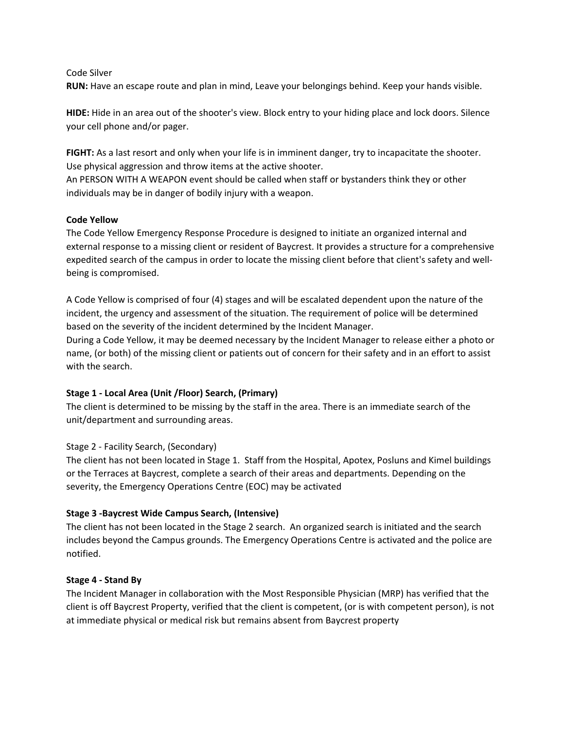Code Silver

**RUN:** Have an escape route and plan in mind, Leave your belongings behind. Keep your hands visible.

**HIDE:** Hide in an area out of the shooter's view. Block entry to your hiding place and lock doors. Silence your cell phone and/or pager.

**FIGHT:** As a last resort and only when your life is in imminent danger, try to incapacitate the shooter. Use physical aggression and throw items at the active shooter.
An PERSON WITH A WEAPON event should be called when staff or bystanders think they or other individuals may be in danger of bodily injury with a weapon.

**Code Yellow**

The Code Yellow Emergency Response Procedure is designed to initiate an organized internal and external response to a missing client or resident of Baycrest. It provides a structure for a comprehensive expedited search of the campus in order to locate the missing client before that client's safety and well-being is compromised.

A Code Yellow is comprised of four (4) stages and will be escalated dependent upon the nature of the incident, the urgency and assessment of the situation. The requirement of police will be determined based on the severity of the incident determined by the Incident Manager.
During a Code Yellow, it may be deemed necessary by the Incident Manager to release either a photo or name, (or both) of the missing client or patients out of concern for their safety and in an effort to assist with the search.

**Stage 1 - Local Area (Unit /Floor) Search, (Primary)**

The client is determined to be missing by the staff in the area. There is an immediate search of the unit/department and surrounding areas.

Stage 2 - Facility Search, (Secondary)

The client has not been located in Stage 1. Staff from the Hospital, Apotex, Posluns and Kimel buildings or the Terraces at Baycrest, complete a search of their areas and departments. Depending on the severity, the Emergency Operations Centre (EOC) may be activated

**Stage 3 -Baycrest Wide Campus Search, (Intensive)**

The client has not been located in the Stage 2 search. An organized search is initiated and the search includes beyond the Campus grounds. The Emergency Operations Centre is activated and the police are notified.

**Stage 4 - Stand By**

The Incident Manager in collaboration with the Most Responsible Physician (MRP) has verified that the client is off Baycrest Property, verified that the client is competent, (or is with competent person), is not at immediate physical or medical risk but remains absent from Baycrest property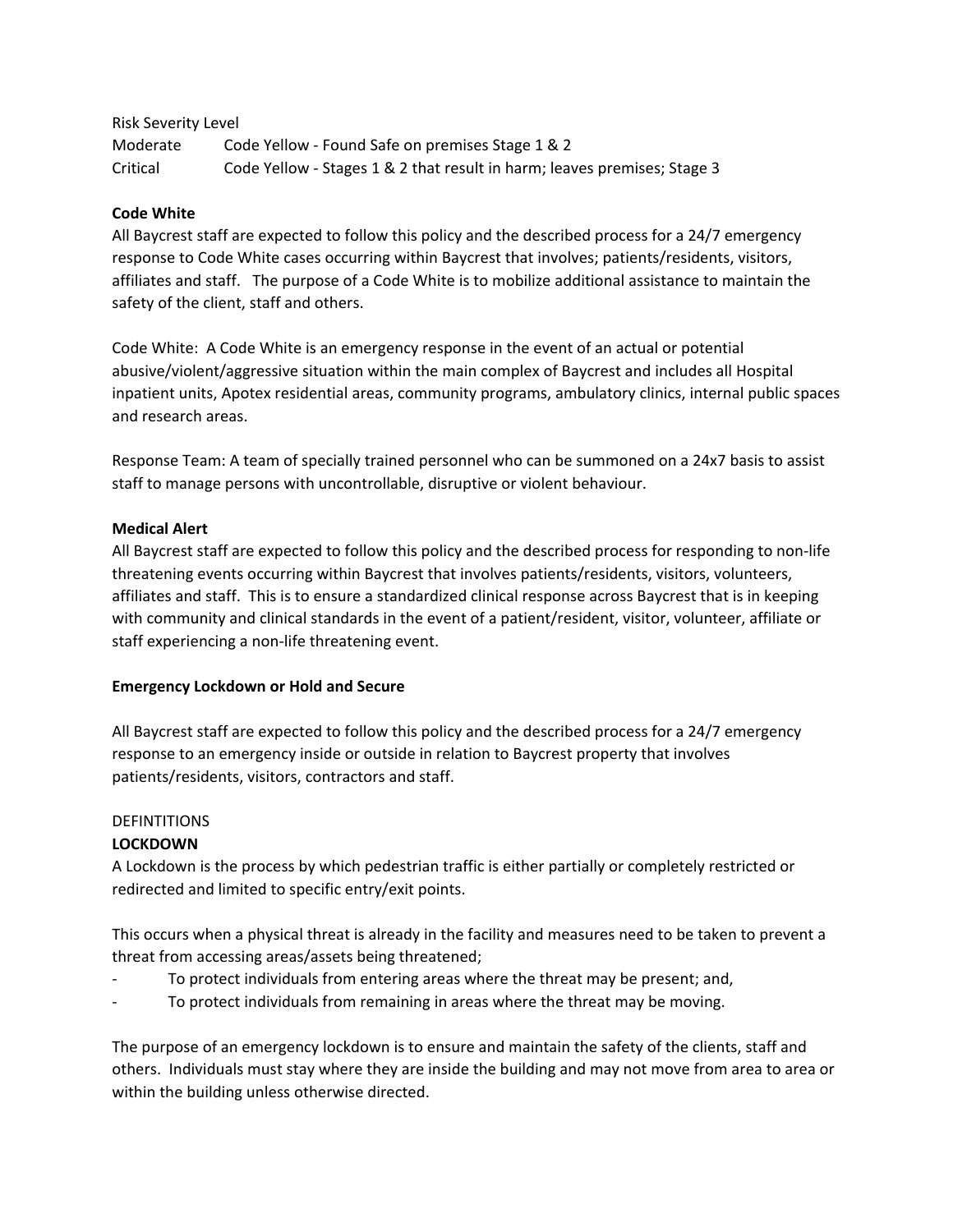Risk Severity Level

| | |
|---|---|
| Moderate | Code Yellow - Found Safe on premises Stage 1 & 2 |
| Critical | Code Yellow - Stages 1 & 2 that result in harm; leaves premises; Stage 3 |

**Code White**

All Baycrest staff are expected to follow this policy and the described process for a 24/7 emergency response to Code White cases occurring within Baycrest that involves; patients/residents, visitors, affiliates and staff. The purpose of a Code White is to mobilize additional assistance to maintain the safety of the client, staff and others.

Code White: A Code White is an emergency response in the event of an actual or potential abusive/violent/aggressive situation within the main complex of Baycrest and includes all Hospital inpatient units, Apotex residential areas, community programs, ambulatory clinics, internal public spaces and research areas.

Response Team: A team of specially trained personnel who can be summoned on a 24x7 basis to assist staff to manage persons with uncontrollable, disruptive or violent behaviour.

**Medical Alert**

All Baycrest staff are expected to follow this policy and the described process for responding to non-life threatening events occurring within Baycrest that involves patients/residents, visitors, volunteers, affiliates and staff. This is to ensure a standardized clinical response across Baycrest that is in keeping with community and clinical standards in the event of a patient/resident, visitor, volunteer, affiliate or staff experiencing a non-life threatening event.

**Emergency Lockdown or Hold and Secure**

All Baycrest staff are expected to follow this policy and the described process for a 24/7 emergency response to an emergency inside or outside in relation to Baycrest property that involves patients/residents, visitors, contractors and staff.

DEFINTITIONS

**LOCKDOWN**

A Lockdown is the process by which pedestrian traffic is either partially or completely restricted or redirected and limited to specific entry/exit points.

This occurs when a physical threat is already in the facility and measures need to be taken to prevent a threat from accessing areas/assets being threatened;

- To protect individuals from entering areas where the threat may be present; and,
- To protect individuals from remaining in areas where the threat may be moving.

The purpose of an emergency lockdown is to ensure and maintain the safety of the clients, staff and others. Individuals must stay where they are inside the building and may not move from area to area or within the building unless otherwise directed.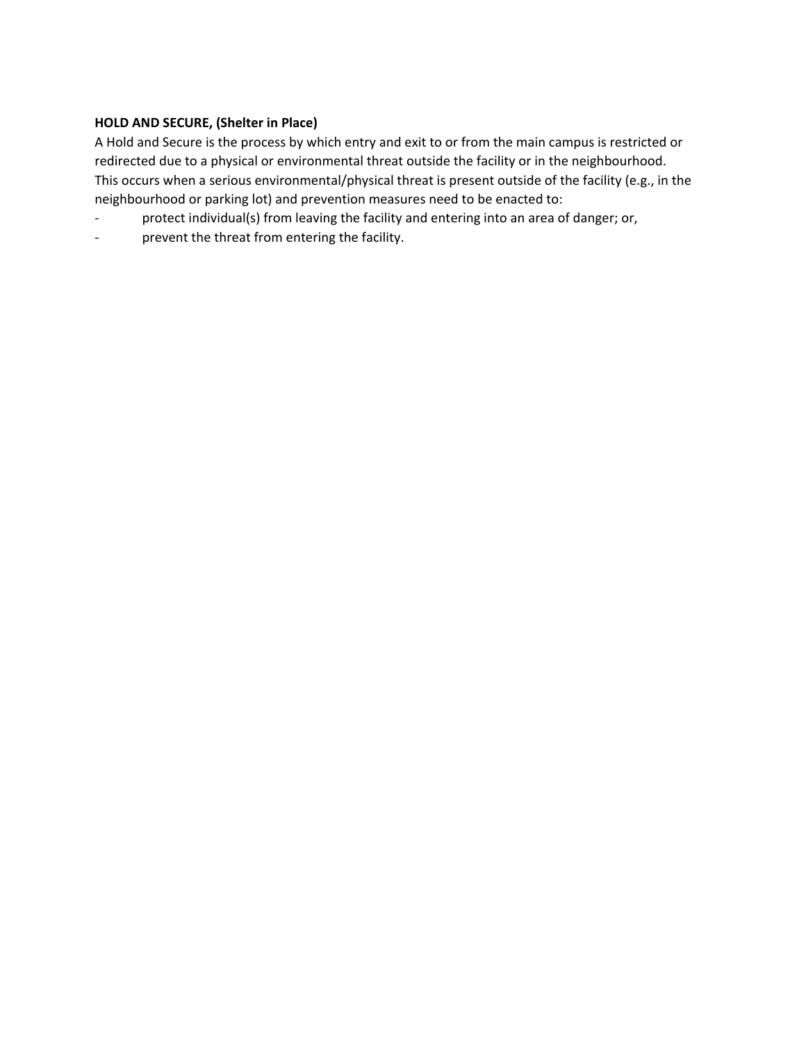**HOLD AND SECURE, (Shelter in Place)**

A Hold and Secure is the process by which entry and exit to or from the main campus is restricted or redirected due to a physical or environmental threat outside the facility or in the neighbourhood. This occurs when a serious environmental/physical threat is present outside of the facility (e.g., in the neighbourhood or parking lot) and prevention measures need to be enacted to:

- protect individual(s) from leaving the facility and entering into an area of danger; or,
- prevent the threat from entering the facility.